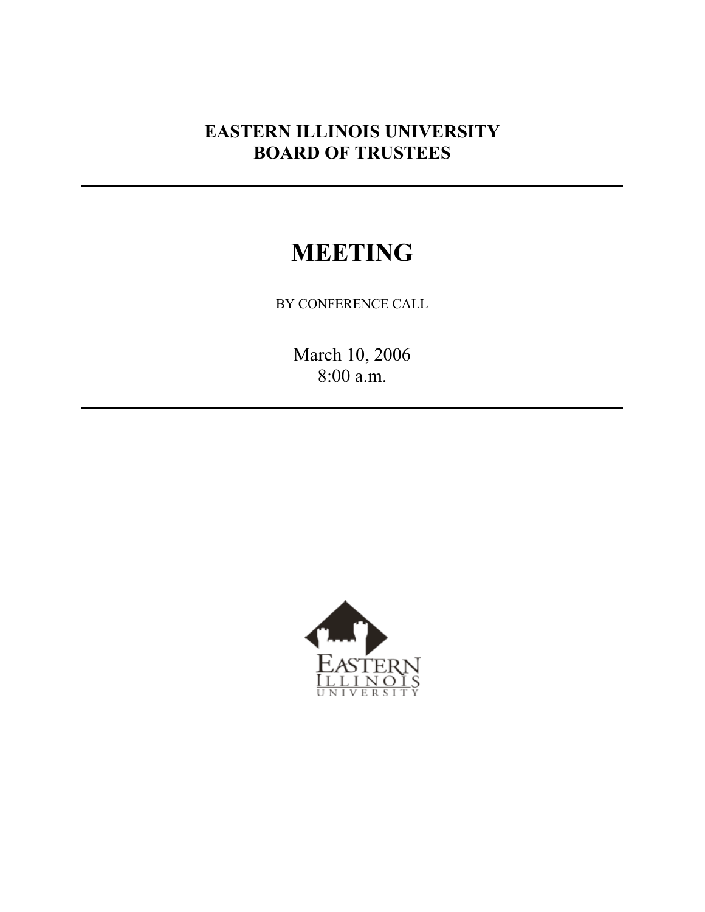# EASTERN ILLINOIS UNIVERSITY
# BOARD OF TRUSTEES

---

# MEETING

BY CONFERENCE CALL

March 10, 2006
8:00 a.m.

---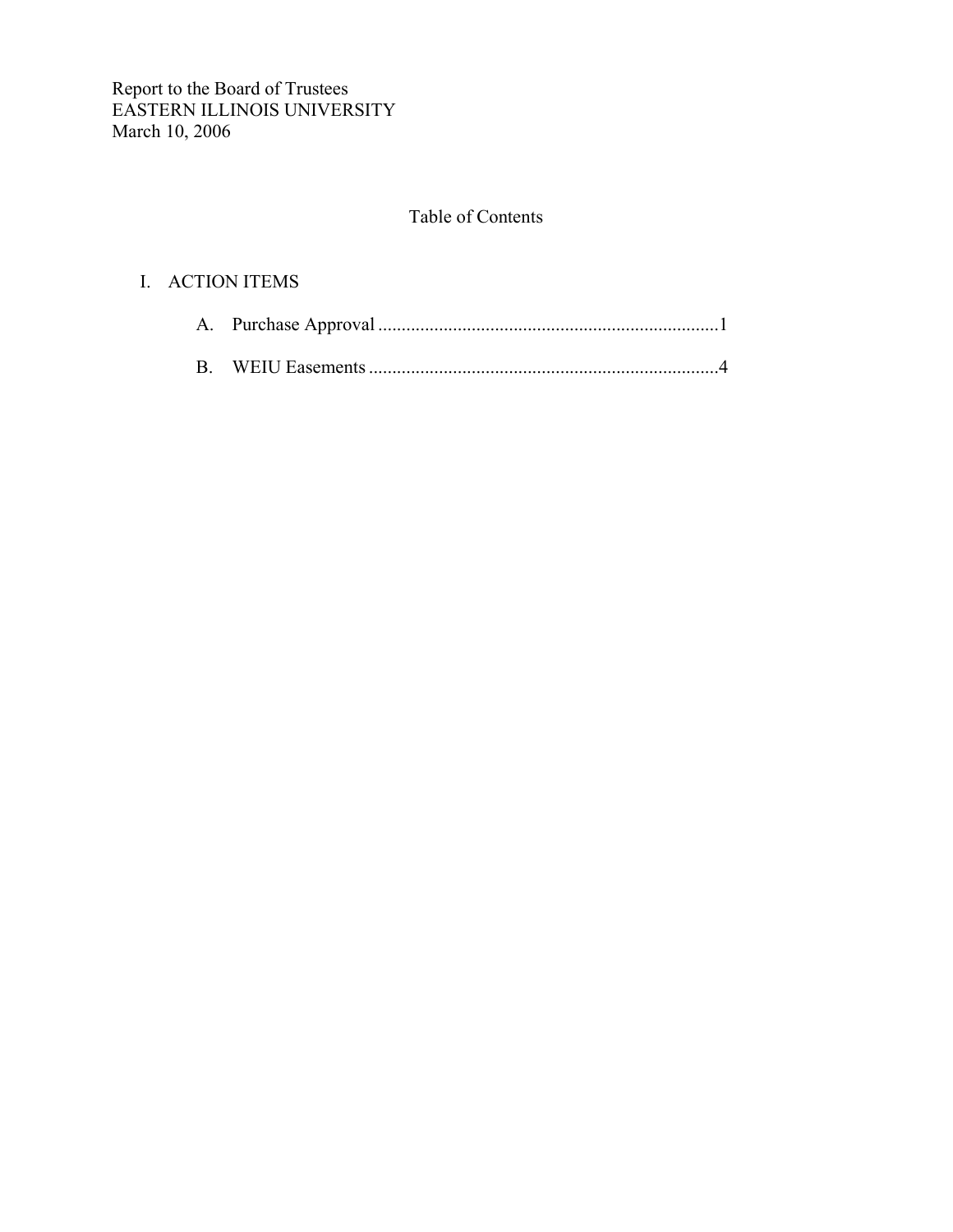Report to the Board of Trustees
EASTERN ILLINOIS UNIVERSITY
March 10, 2006

## Table of Contents

I. ACTION ITEMS

A. Purchase Approval ........................................................................1

B. WEIU Easements ..........................................................................4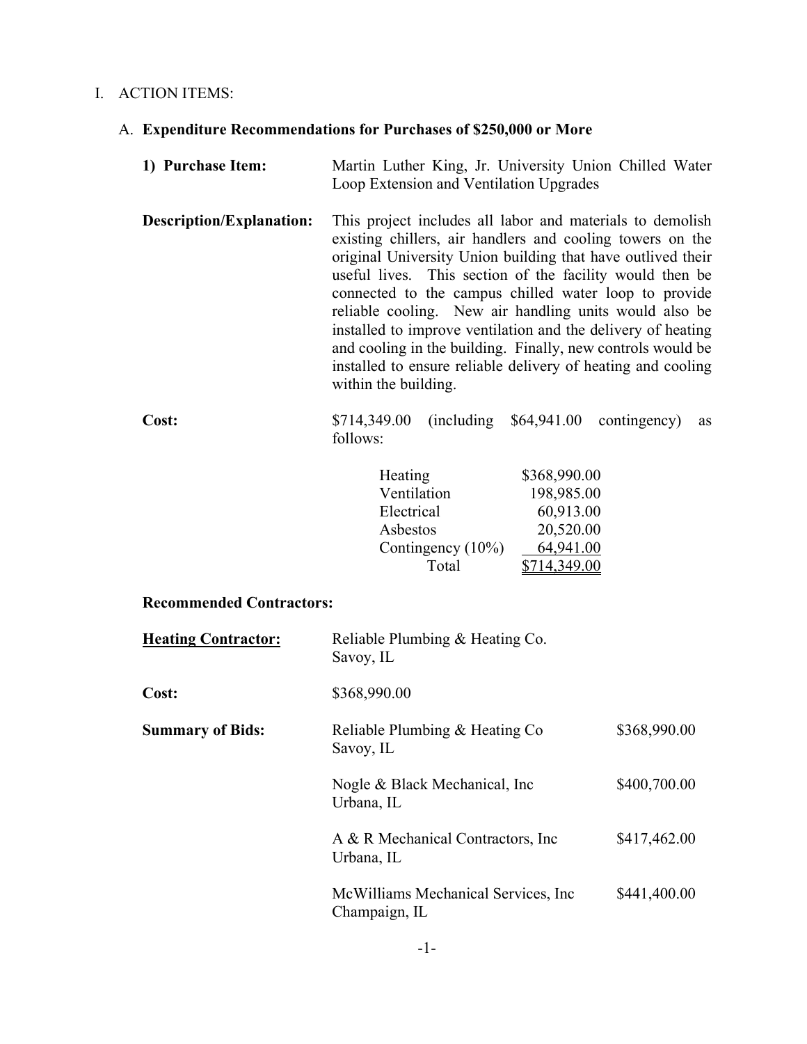# I. ACTION ITEMS:

## A. **Expenditure Recommendations for Purchases of $250,000 or More**

**1) Purchase Item:** Martin Luther King, Jr. University Union Chilled Water Loop Extension and Ventilation Upgrades

**Description/Explanation:** This project includes all labor and materials to demolish existing chillers, air handlers and cooling towers on the original University Union building that have outlived their useful lives. This section of the facility would then be connected to the campus chilled water loop to provide reliable cooling. New air handling units would also be installed to improve ventilation and the delivery of heating and cooling in the building. Finally, new controls would be installed to ensure reliable delivery of heating and cooling within the building.

**Cost:** $714,349.00 (including $64,941.00 contingency) as follows:

| | |
|---|---|
| Heating | $368,990.00 |
| Ventilation | 198,985.00 |
| Electrical | 60,913.00 |
| Asbestos | 20,520.00 |
| Contingency (10%) | 64,941.00 |
| Total | $714,349.00 |

**Recommended Contractors:**

**<u>Heating Contractor:</u>** Reliable Plumbing & Heating Co.
Savoy, IL

**Cost:** $368,990.00

**Summary of Bids:**

| | |
|---|---|
| Reliable Plumbing & Heating Co<br>Savoy, IL | $368,990.00 |
| Nogle & Black Mechanical, Inc<br>Urbana, IL | $400,700.00 |
| A & R Mechanical Contractors, Inc<br>Urbana, IL | $417,462.00 |
| McWilliams Mechanical Services, Inc<br>Champaign, IL | $441,400.00 |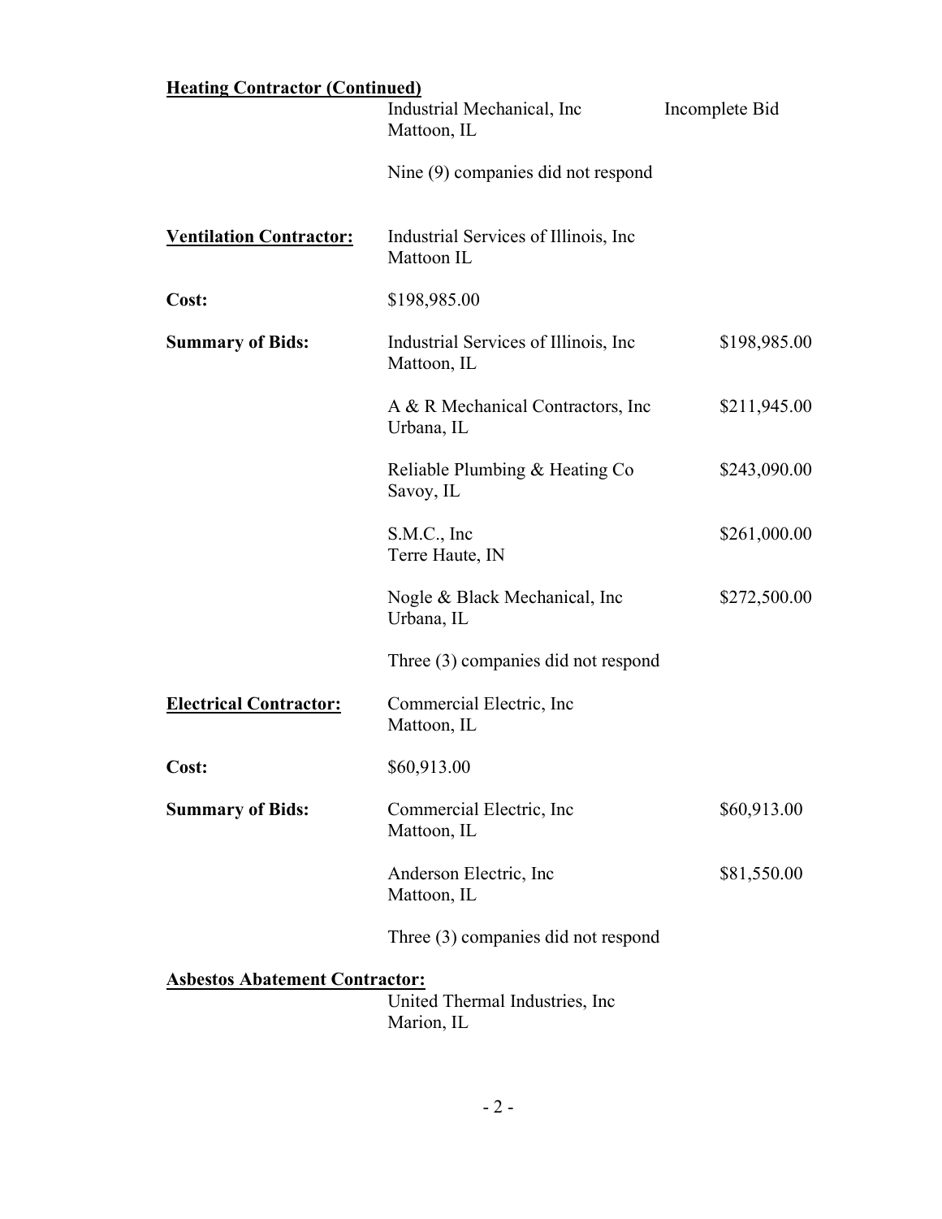**Heating Contractor (Continued)**

Industrial Mechanical, Inc — Incomplete Bid
Mattoon, IL

Nine (9) companies did not respond

**Ventilation Contractor:** Industrial Services of Illinois, Inc
Mattoon IL

**Cost:** $198,985.00

**Summary of Bids:**

| Bidder | Amount |
|---|---|
| Industrial Services of Illinois, Inc<br>Mattoon, IL | $198,985.00 |
| A & R Mechanical Contractors, Inc<br>Urbana, IL | $211,945.00 |
| Reliable Plumbing & Heating Co<br>Savoy, IL | $243,090.00 |
| S.M.C., Inc<br>Terre Haute, IN | $261,000.00 |
| Nogle & Black Mechanical, Inc<br>Urbana, IL | $272,500.00 |

Three (3) companies did not respond

**Electrical Contractor:** Commercial Electric, Inc
Mattoon, IL

**Cost:** $60,913.00

**Summary of Bids:**

| Bidder | Amount |
|---|---|
| Commercial Electric, Inc<br>Mattoon, IL | $60,913.00 |
| Anderson Electric, Inc<br>Mattoon, IL | $81,550.00 |

Three (3) companies did not respond

**Asbestos Abatement Contractor:**

United Thermal Industries, Inc
Marion, IL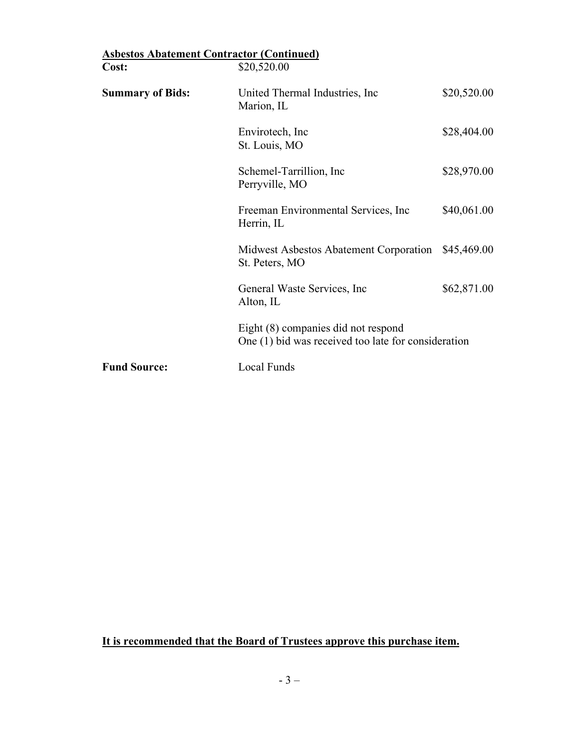**<u>Asbestos Abatement Contractor (Continued)</u>**

**Cost:** $20,520.00

**Summary of Bids:**

| Bidder | Amount |
|---|---|
| United Thermal Industries, Inc<br>Marion, IL | $20,520.00 |
| Envirotech, Inc<br>St. Louis, MO | $28,404.00 |
| Schemel-Tarrillion, Inc<br>Perryville, MO | $28,970.00 |
| Freeman Environmental Services, Inc<br>Herrin, IL | $40,061.00 |
| Midwest Asbestos Abatement Corporation<br>St. Peters, MO | $45,469.00 |
| General Waste Services, Inc<br>Alton, IL | $62,871.00 |

Eight (8) companies did not respond
One (1) bid was received too late for consideration

**Fund Source:** Local Funds

**<u>It is recommended that the Board of Trustees approve this purchase item.</u>**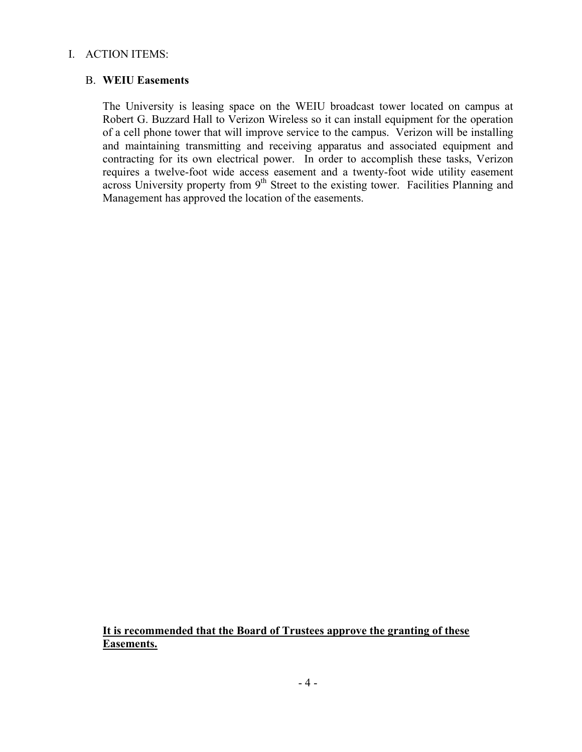I. ACTION ITEMS:

B. **WEIU Easements**

The University is leasing space on the WEIU broadcast tower located on campus at Robert G. Buzzard Hall to Verizon Wireless so it can install equipment for the operation of a cell phone tower that will improve service to the campus. Verizon will be installing and maintaining transmitting and receiving apparatus and associated equipment and contracting for its own electrical power. In order to accomplish these tasks, Verizon requires a twelve-foot wide access easement and a twenty-foot wide utility easement across University property from 9th Street to the existing tower. Facilities Planning and Management has approved the location of the easements.

**<u>It is recommended that the Board of Trustees approve the granting of these Easements.</u>**